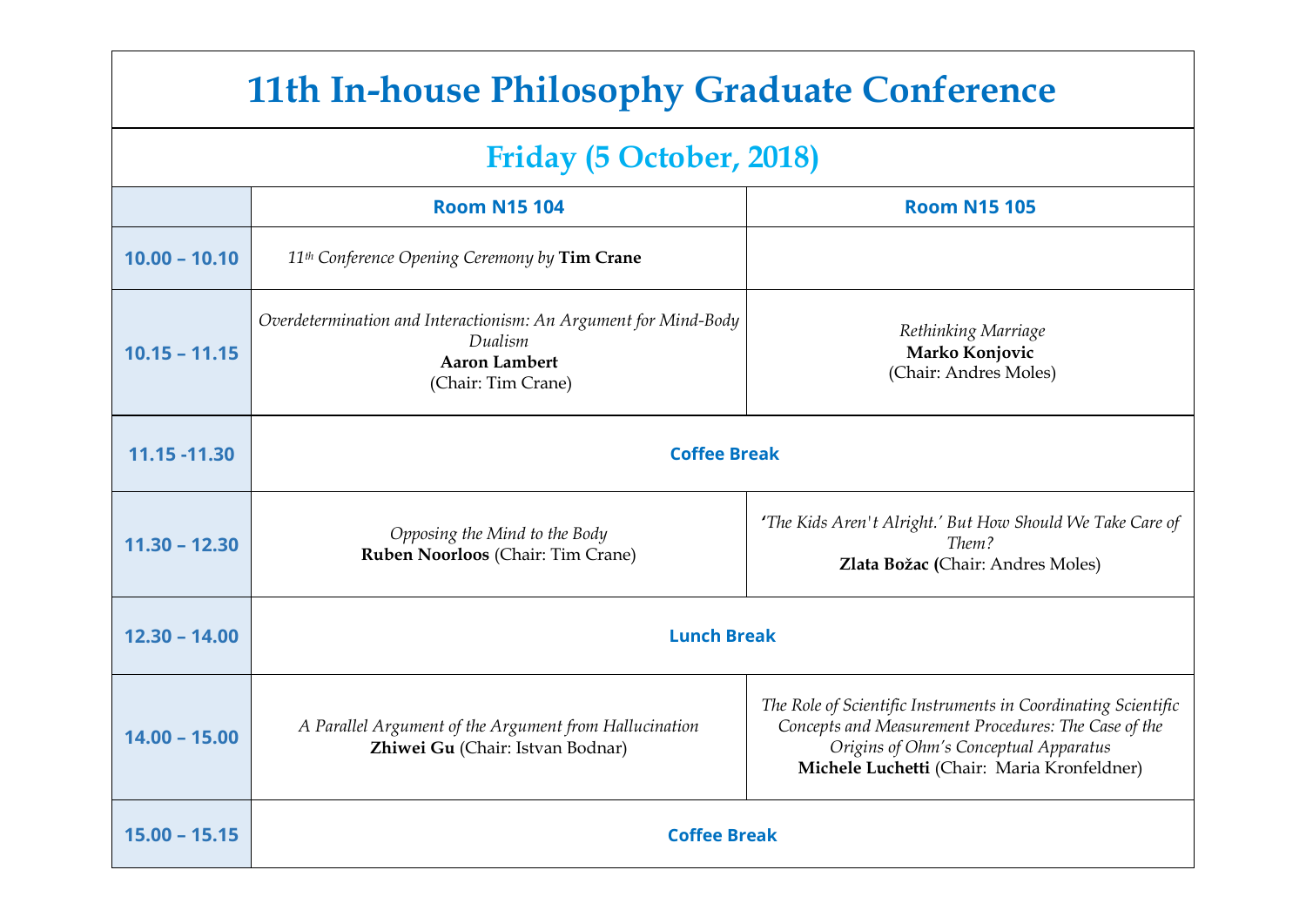# 11th In-house Philosophy Graduate Conference

## Friday (5 October, 2018)

| | Room N15 104 | Room N15 105 |
|---|---|---|
| **10.00 – 10.10** | *11th Conference Opening Ceremony by* **Tim Crane** | |
| **10.15 – 11.15** | *Overdetermination and Interactionism: An Argument for Mind-Body Dualism* **Aaron Lambert** (Chair: Tim Crane) | *Rethinking Marriage* **Marko Konjovic** (Chair: Andres Moles) |
| **11.15 -11.30** | **Coffee Break** | |
| **11.30 – 12.30** | *Opposing the Mind to the Body* **Ruben Noorloos** (Chair: Tim Crane) | *'The Kids Aren't Alright.' But How Should We Take Care of Them?* **Zlata Božac (**Chair: Andres Moles) |
| **12.30 – 14.00** | **Lunch Break** | |
| **14.00 – 15.00** | *A Parallel Argument of the Argument from Hallucination* **Zhiwei Gu** (Chair: Istvan Bodnar) | *The Role of Scientific Instruments in Coordinating Scientific Concepts and Measurement Procedures: The Case of the Origins of Ohm's Conceptual Apparatus* **Michele Luchetti** (Chair: Maria Kronfeldner) |
| **15.00 – 15.15** | **Coffee Break** | |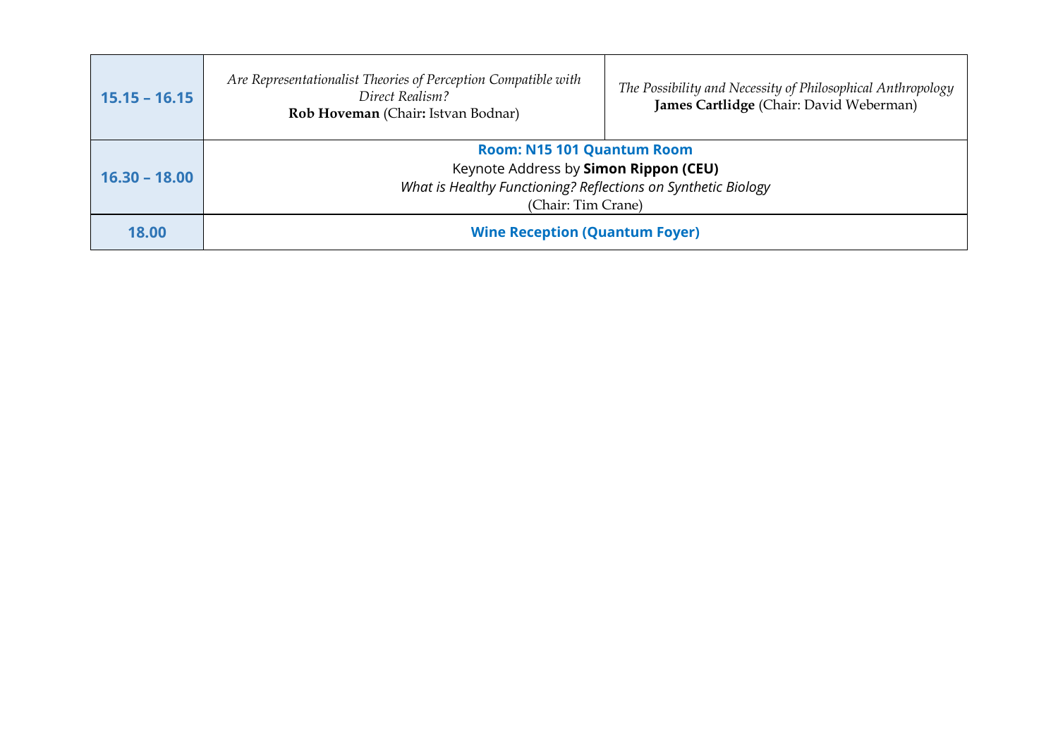| | | |
|---|---|---|
| **15.15 – 16.15** | *Are Representationalist Theories of Perception Compatible with Direct Realism?*<br>**Rob Hoveman** (Chair**:** Istvan Bodnar) | *The Possibility and Necessity of Philosophical Anthropology*<br>**James Cartlidge** (Chair: David Weberman) |
| **16.30 – 18.00** | **Room: N15 101 Quantum Room**<br>Keynote Address by **Simon Rippon (CEU)**<br>*What is Healthy Functioning? Reflections on Synthetic Biology*<br>(Chair: Tim Crane) | |
| **18.00** | **Wine Reception (Quantum Foyer)** | |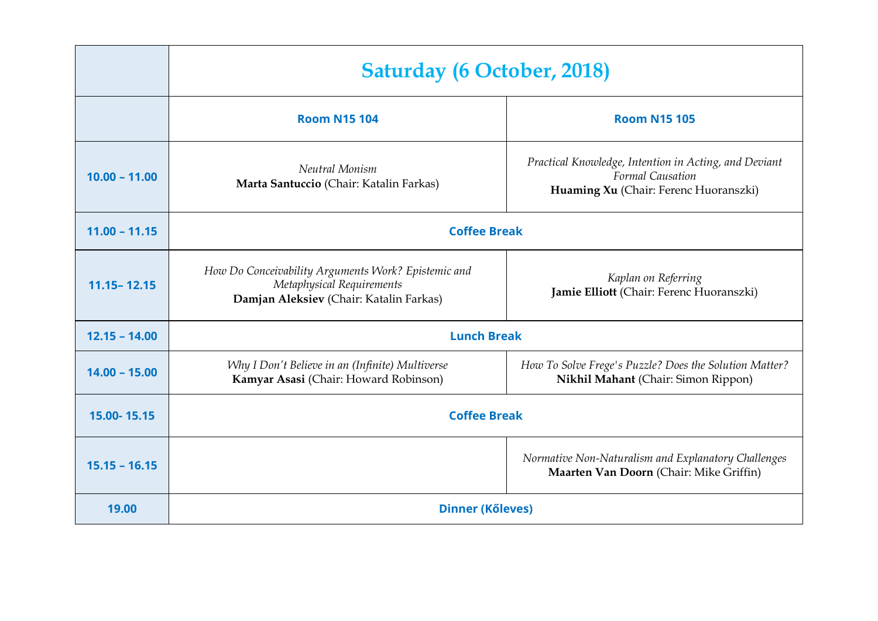| | Saturday (6 October, 2018) | |
|---|---|---|
| | **Room N15 104** | **Room N15 105** |
| **10.00 – 11.00** | *Neutral Monism*<br>**Marta Santuccio** (Chair: Katalin Farkas) | *Practical Knowledge, Intention in Acting, and Deviant Formal Causation*<br>**Huaming Xu** (Chair: Ferenc Huoranszki) |
| **11.00 – 11.15** | **Coffee Break** | |
| **11.15– 12.15** | *How Do Conceivability Arguments Work? Epistemic and Metaphysical Requirements*<br>**Damjan Aleksiev** (Chair: Katalin Farkas) | *Kaplan on Referring*<br>**Jamie Elliott** (Chair: Ferenc Huoranszki) |
| **12.15 – 14.00** | **Lunch Break** | |
| **14.00 – 15.00** | *Why I Don't Believe in an (Infinite) Multiverse*<br>**Kamyar Asasi** (Chair: Howard Robinson) | *How To Solve Frege's Puzzle? Does the Solution Matter?*<br>**Nikhil Mahant** (Chair: Simon Rippon) |
| **15.00- 15.15** | **Coffee Break** | |
| **15.15 – 16.15** | | *Normative Non-Naturalism and Explanatory Challenges*<br>**Maarten Van Doorn** (Chair: Mike Griffin) |
| **19.00** | **Dinner (Kőleves)** | |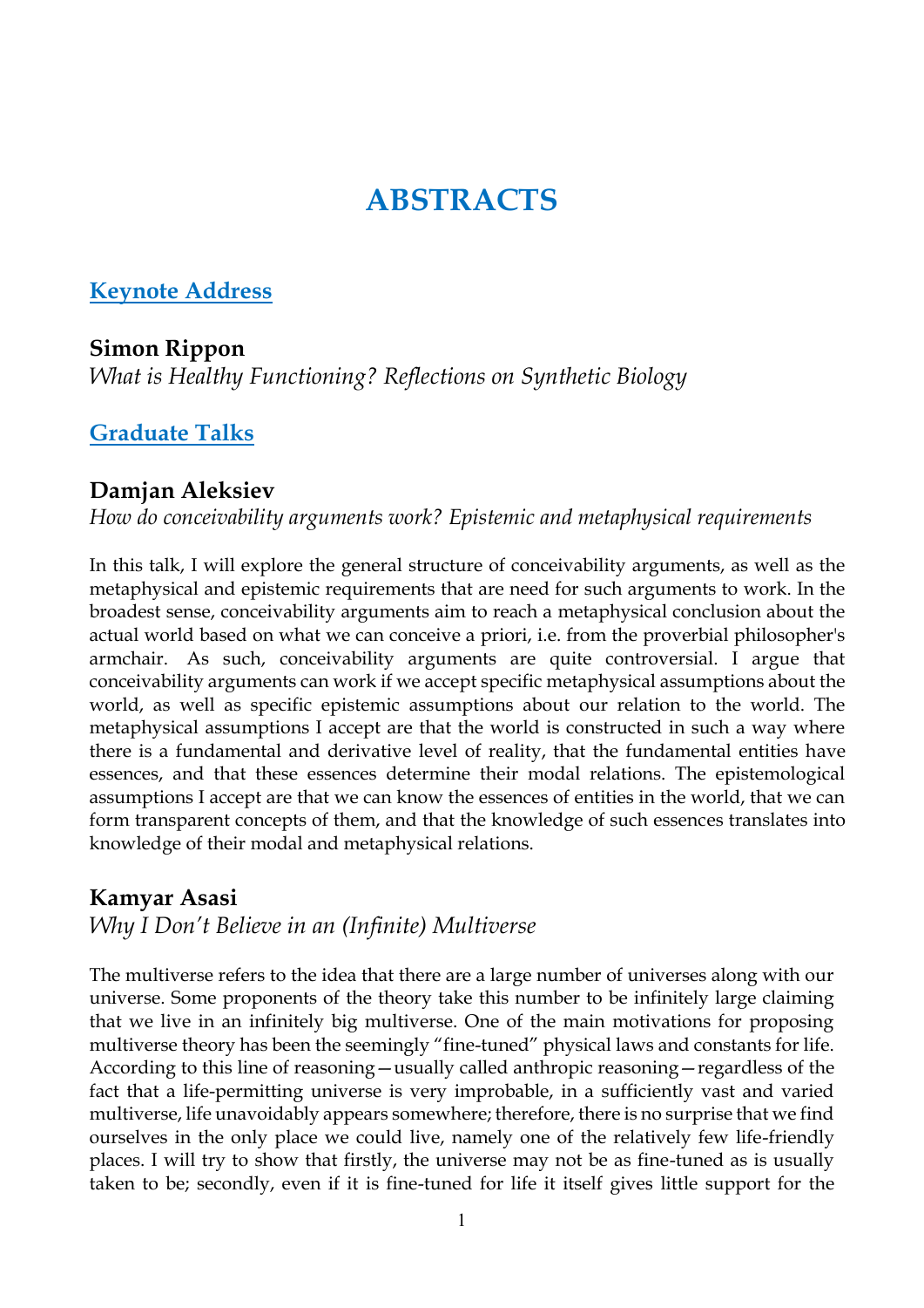# ABSTRACTS

## Keynote Address

### Simon Rippon

*What is Healthy Functioning? Reflections on Synthetic Biology*

## Graduate Talks

### Damjan Aleksiev

*How do conceivability arguments work? Epistemic and metaphysical requirements*

In this talk, I will explore the general structure of conceivability arguments, as well as the metaphysical and epistemic requirements that are need for such arguments to work. In the broadest sense, conceivability arguments aim to reach a metaphysical conclusion about the actual world based on what we can conceive a priori, i.e. from the proverbial philosopher's armchair. As such, conceivability arguments are quite controversial. I argue that conceivability arguments can work if we accept specific metaphysical assumptions about the world, as well as specific epistemic assumptions about our relation to the world. The metaphysical assumptions I accept are that the world is constructed in such a way where there is a fundamental and derivative level of reality, that the fundamental entities have essences, and that these essences determine their modal relations. The epistemological assumptions I accept are that we can know the essences of entities in the world, that we can form transparent concepts of them, and that the knowledge of such essences translates into knowledge of their modal and metaphysical relations.

### Kamyar Asasi

*Why I Don't Believe in an (Infinite) Multiverse*

The multiverse refers to the idea that there are a large number of universes along with our universe. Some proponents of the theory take this number to be infinitely large claiming that we live in an infinitely big multiverse. One of the main motivations for proposing multiverse theory has been the seemingly "fine-tuned" physical laws and constants for life. According to this line of reasoning—usually called anthropic reasoning—regardless of the fact that a life-permitting universe is very improbable, in a sufficiently vast and varied multiverse, life unavoidably appears somewhere; therefore, there is no surprise that we find ourselves in the only place we could live, namely one of the relatively few life-friendly places. I will try to show that firstly, the universe may not be as fine-tuned as is usually taken to be; secondly, even if it is fine-tuned for life it itself gives little support for the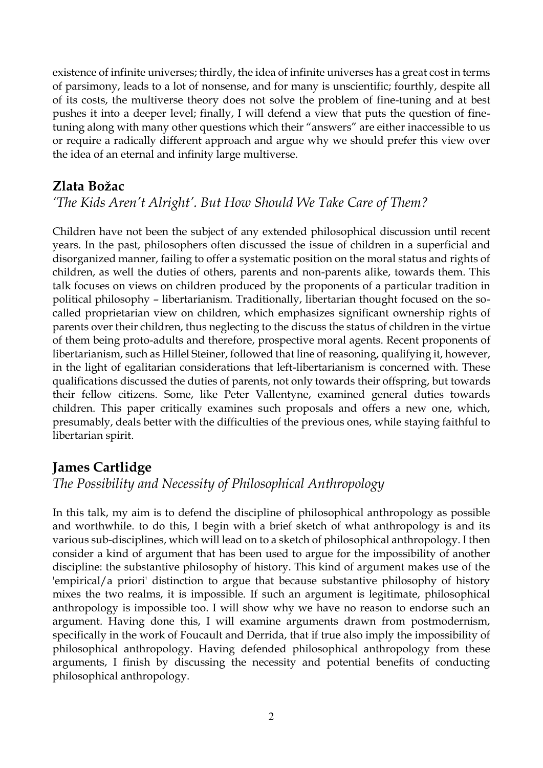existence of infinite universes; thirdly, the idea of infinite universes has a great cost in terms of parsimony, leads to a lot of nonsense, and for many is unscientific; fourthly, despite all of its costs, the multiverse theory does not solve the problem of fine-tuning and at best pushes it into a deeper level; finally, I will defend a view that puts the question of fine-tuning along with many other questions which their "answers" are either inaccessible to us or require a radically different approach and argue why we should prefer this view over the idea of an eternal and infinity large multiverse.

## Zlata Božac

*'The Kids Aren't Alright'. But How Should We Take Care of Them?*

Children have not been the subject of any extended philosophical discussion until recent years. In the past, philosophers often discussed the issue of children in a superficial and disorganized manner, failing to offer a systematic position on the moral status and rights of children, as well the duties of others, parents and non-parents alike, towards them. This talk focuses on views on children produced by the proponents of a particular tradition in political philosophy – libertarianism. Traditionally, libertarian thought focused on the so-called proprietarian view on children, which emphasizes significant ownership rights of parents over their children, thus neglecting to the discuss the status of children in the virtue of them being proto-adults and therefore, prospective moral agents. Recent proponents of libertarianism, such as Hillel Steiner, followed that line of reasoning, qualifying it, however, in the light of egalitarian considerations that left-libertarianism is concerned with. These qualifications discussed the duties of parents, not only towards their offspring, but towards their fellow citizens. Some, like Peter Vallentyne, examined general duties towards children. This paper critically examines such proposals and offers a new one, which, presumably, deals better with the difficulties of the previous ones, while staying faithful to libertarian spirit.

## James Cartlidge

*The Possibility and Necessity of Philosophical Anthropology*

In this talk, my aim is to defend the discipline of philosophical anthropology as possible and worthwhile. to do this, I begin with a brief sketch of what anthropology is and its various sub-disciplines, which will lead on to a sketch of philosophical anthropology. I then consider a kind of argument that has been used to argue for the impossibility of another discipline: the substantive philosophy of history. This kind of argument makes use of the 'empirical/a priori' distinction to argue that because substantive philosophy of history mixes the two realms, it is impossible. If such an argument is legitimate, philosophical anthropology is impossible too. I will show why we have no reason to endorse such an argument. Having done this, I will examine arguments drawn from postmodernism, specifically in the work of Foucault and Derrida, that if true also imply the impossibility of philosophical anthropology. Having defended philosophical anthropology from these arguments, I finish by discussing the necessity and potential benefits of conducting philosophical anthropology.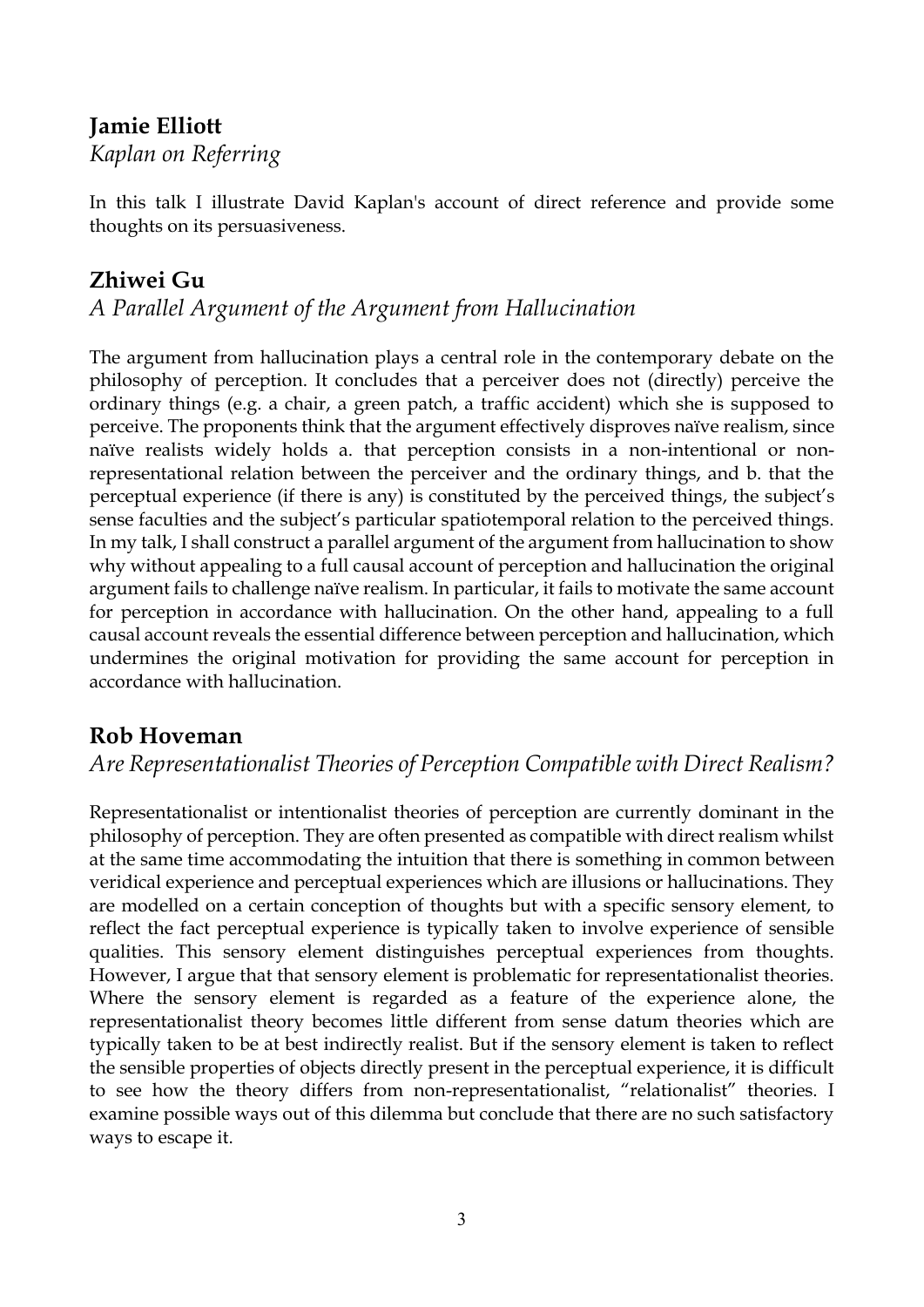## Jamie Elliott

*Kaplan on Referring*

In this talk I illustrate David Kaplan's account of direct reference and provide some thoughts on its persuasiveness.

## Zhiwei Gu

*A Parallel Argument of the Argument from Hallucination*

The argument from hallucination plays a central role in the contemporary debate on the philosophy of perception. It concludes that a perceiver does not (directly) perceive the ordinary things (e.g. a chair, a green patch, a traffic accident) which she is supposed to perceive. The proponents think that the argument effectively disproves naïve realism, since naïve realists widely holds a. that perception consists in a non-intentional or non-representational relation between the perceiver and the ordinary things, and b. that the perceptual experience (if there is any) is constituted by the perceived things, the subject's sense faculties and the subject's particular spatiotemporal relation to the perceived things. In my talk, I shall construct a parallel argument of the argument from hallucination to show why without appealing to a full causal account of perception and hallucination the original argument fails to challenge naïve realism. In particular, it fails to motivate the same account for perception in accordance with hallucination. On the other hand, appealing to a full causal account reveals the essential difference between perception and hallucination, which undermines the original motivation for providing the same account for perception in accordance with hallucination.

## Rob Hoveman

*Are Representationalist Theories of Perception Compatible with Direct Realism?*

Representationalist or intentionalist theories of perception are currently dominant in the philosophy of perception. They are often presented as compatible with direct realism whilst at the same time accommodating the intuition that there is something in common between veridical experience and perceptual experiences which are illusions or hallucinations. They are modelled on a certain conception of thoughts but with a specific sensory element, to reflect the fact perceptual experience is typically taken to involve experience of sensible qualities. This sensory element distinguishes perceptual experiences from thoughts. However, I argue that that sensory element is problematic for representationalist theories. Where the sensory element is regarded as a feature of the experience alone, the representationalist theory becomes little different from sense datum theories which are typically taken to be at best indirectly realist. But if the sensory element is taken to reflect the sensible properties of objects directly present in the perceptual experience, it is difficult to see how the theory differs from non-representationalist, "relationalist" theories. I examine possible ways out of this dilemma but conclude that there are no such satisfactory ways to escape it.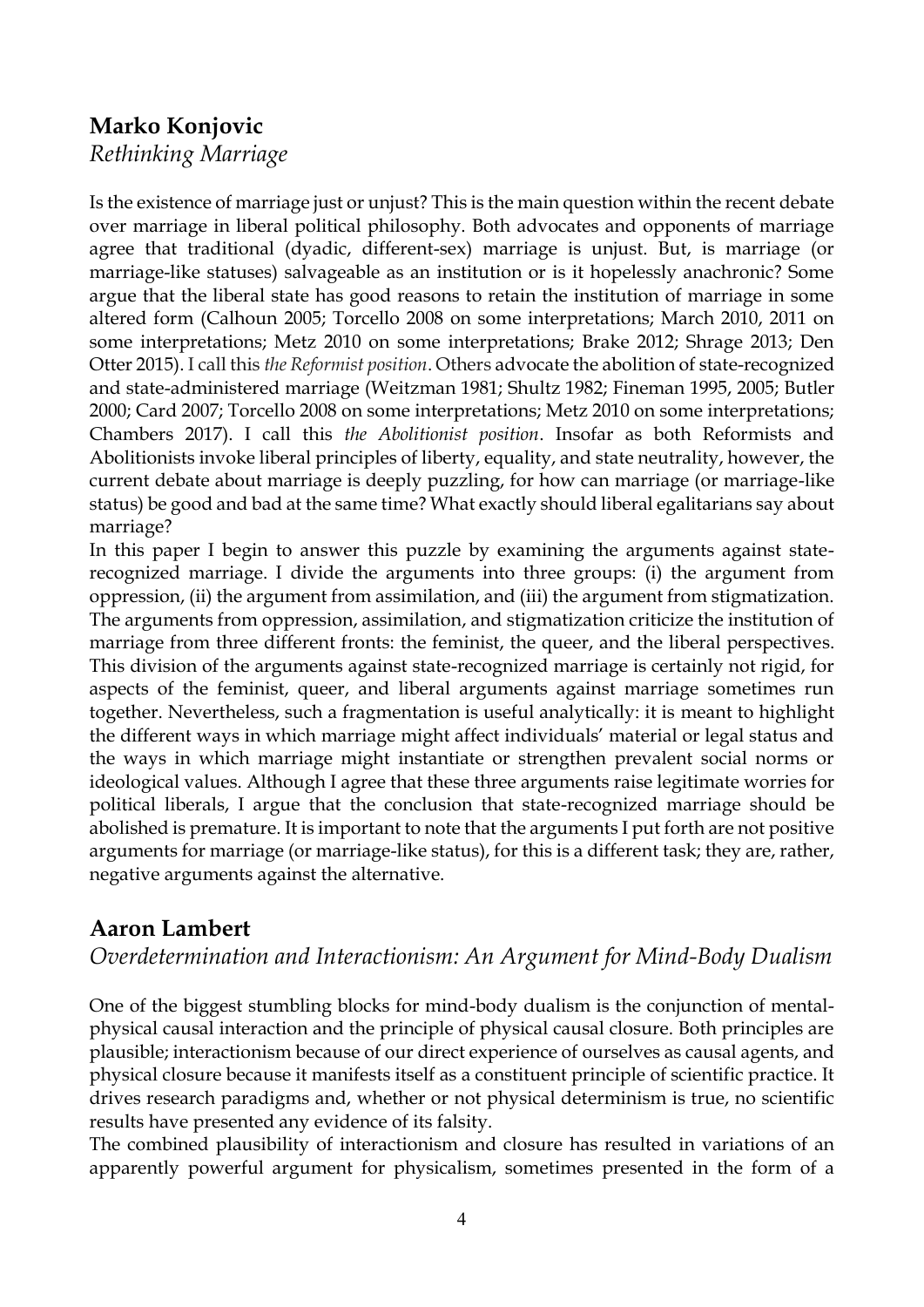## Marko Konjovic

*Rethinking Marriage*

Is the existence of marriage just or unjust? This is the main question within the recent debate over marriage in liberal political philosophy. Both advocates and opponents of marriage agree that traditional (dyadic, different-sex) marriage is unjust. But, is marriage (or marriage-like statuses) salvageable as an institution or is it hopelessly anachronic? Some argue that the liberal state has good reasons to retain the institution of marriage in some altered form (Calhoun 2005; Torcello 2008 on some interpretations; March 2010, 2011 on some interpretations; Metz 2010 on some interpretations; Brake 2012; Shrage 2013; Den Otter 2015). I call this *the Reformist position*. Others advocate the abolition of state-recognized and state-administered marriage (Weitzman 1981; Shultz 1982; Fineman 1995, 2005; Butler 2000; Card 2007; Torcello 2008 on some interpretations; Metz 2010 on some interpretations; Chambers 2017). I call this *the Abolitionist position*. Insofar as both Reformists and Abolitionists invoke liberal principles of liberty, equality, and state neutrality, however, the current debate about marriage is deeply puzzling, for how can marriage (or marriage-like status) be good and bad at the same time? What exactly should liberal egalitarians say about marriage?

In this paper I begin to answer this puzzle by examining the arguments against state-recognized marriage. I divide the arguments into three groups: (i) the argument from oppression, (ii) the argument from assimilation, and (iii) the argument from stigmatization. The arguments from oppression, assimilation, and stigmatization criticize the institution of marriage from three different fronts: the feminist, the queer, and the liberal perspectives. This division of the arguments against state-recognized marriage is certainly not rigid, for aspects of the feminist, queer, and liberal arguments against marriage sometimes run together. Nevertheless, such a fragmentation is useful analytically: it is meant to highlight the different ways in which marriage might affect individuals' material or legal status and the ways in which marriage might instantiate or strengthen prevalent social norms or ideological values. Although I agree that these three arguments raise legitimate worries for political liberals, I argue that the conclusion that state-recognized marriage should be abolished is premature. It is important to note that the arguments I put forth are not positive arguments for marriage (or marriage-like status), for this is a different task; they are, rather, negative arguments against the alternative.

## Aaron Lambert

*Overdetermination and Interactionism: An Argument for Mind-Body Dualism*

One of the biggest stumbling blocks for mind-body dualism is the conjunction of mental-physical causal interaction and the principle of physical causal closure. Both principles are plausible; interactionism because of our direct experience of ourselves as causal agents, and physical closure because it manifests itself as a constituent principle of scientific practice. It drives research paradigms and, whether or not physical determinism is true, no scientific results have presented any evidence of its falsity.

The combined plausibility of interactionism and closure has resulted in variations of an apparently powerful argument for physicalism, sometimes presented in the form of a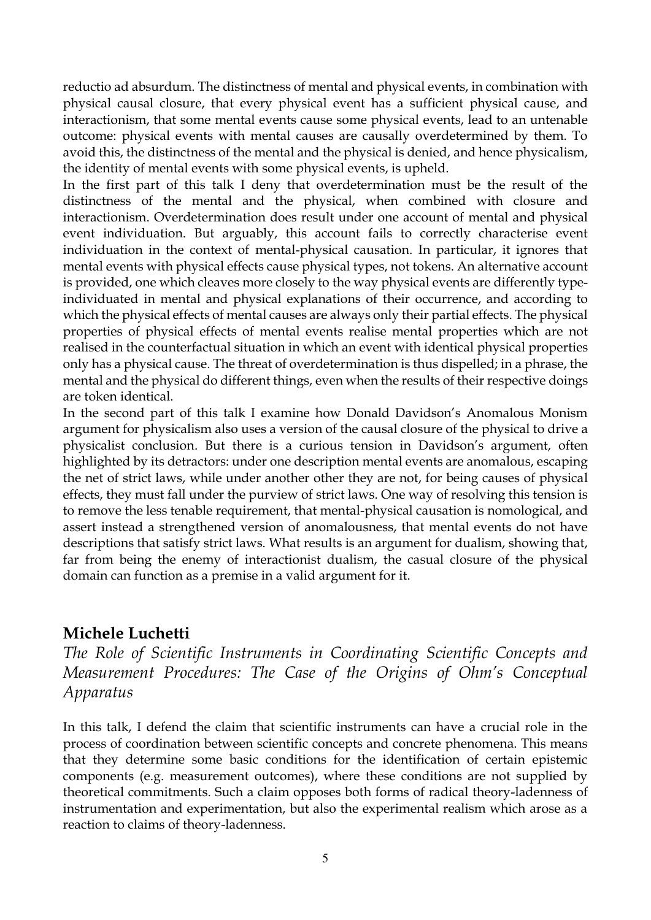reductio ad absurdum. The distinctness of mental and physical events, in combination with physical causal closure, that every physical event has a sufficient physical cause, and interactionism, that some mental events cause some physical events, lead to an untenable outcome: physical events with mental causes are causally overdetermined by them. To avoid this, the distinctness of the mental and the physical is denied, and hence physicalism, the identity of mental events with some physical events, is upheld.

In the first part of this talk I deny that overdetermination must be the result of the distinctness of the mental and the physical, when combined with closure and interactionism. Overdetermination does result under one account of mental and physical event individuation. But arguably, this account fails to correctly characterise event individuation in the context of mental-physical causation. In particular, it ignores that mental events with physical effects cause physical types, not tokens. An alternative account is provided, one which cleaves more closely to the way physical events are differently type-individuated in mental and physical explanations of their occurrence, and according to which the physical effects of mental causes are always only their partial effects. The physical properties of physical effects of mental events realise mental properties which are not realised in the counterfactual situation in which an event with identical physical properties only has a physical cause. The threat of overdetermination is thus dispelled; in a phrase, the mental and the physical do different things, even when the results of their respective doings are token identical.

In the second part of this talk I examine how Donald Davidson's Anomalous Monism argument for physicalism also uses a version of the causal closure of the physical to drive a physicalist conclusion. But there is a curious tension in Davidson's argument, often highlighted by its detractors: under one description mental events are anomalous, escaping the net of strict laws, while under another other they are not, for being causes of physical effects, they must fall under the purview of strict laws. One way of resolving this tension is to remove the less tenable requirement, that mental-physical causation is nomological, and assert instead a strengthened version of anomalousness, that mental events do not have descriptions that satisfy strict laws. What results is an argument for dualism, showing that, far from being the enemy of interactionist dualism, the casual closure of the physical domain can function as a premise in a valid argument for it.

## Michele Luchetti

*The Role of Scientific Instruments in Coordinating Scientific Concepts and Measurement Procedures: The Case of the Origins of Ohm's Conceptual Apparatus*

In this talk, I defend the claim that scientific instruments can have a crucial role in the process of coordination between scientific concepts and concrete phenomena. This means that they determine some basic conditions for the identification of certain epistemic components (e.g. measurement outcomes), where these conditions are not supplied by theoretical commitments. Such a claim opposes both forms of radical theory-ladenness of instrumentation and experimentation, but also the experimental realism which arose as a reaction to claims of theory-ladenness.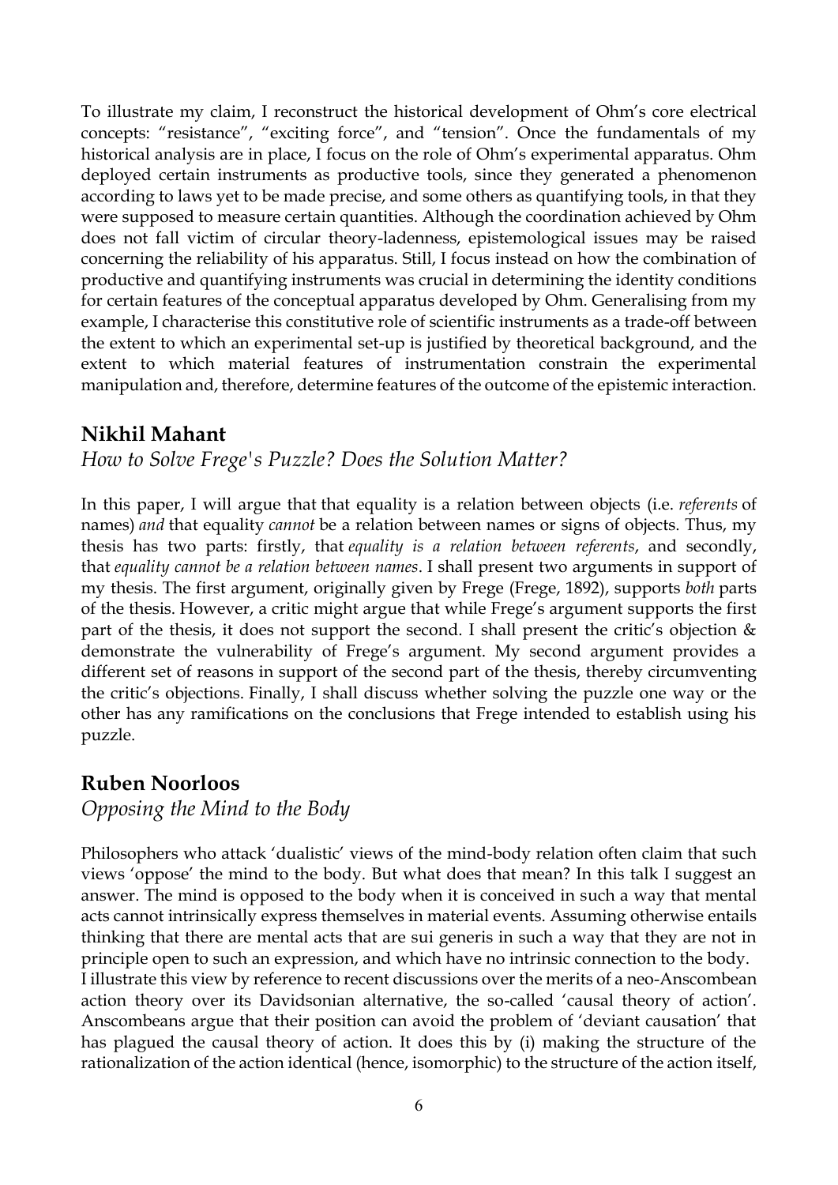To illustrate my claim, I reconstruct the historical development of Ohm's core electrical concepts: "resistance", "exciting force", and "tension". Once the fundamentals of my historical analysis are in place, I focus on the role of Ohm's experimental apparatus. Ohm deployed certain instruments as productive tools, since they generated a phenomenon according to laws yet to be made precise, and some others as quantifying tools, in that they were supposed to measure certain quantities. Although the coordination achieved by Ohm does not fall victim of circular theory-ladenness, epistemological issues may be raised concerning the reliability of his apparatus. Still, I focus instead on how the combination of productive and quantifying instruments was crucial in determining the identity conditions for certain features of the conceptual apparatus developed by Ohm. Generalising from my example, I characterise this constitutive role of scientific instruments as a trade-off between the extent to which an experimental set-up is justified by theoretical background, and the extent to which material features of instrumentation constrain the experimental manipulation and, therefore, determine features of the outcome of the epistemic interaction.

## Nikhil Mahant

*How to Solve Frege's Puzzle? Does the Solution Matter?*

In this paper, I will argue that that equality is a relation between objects (i.e. *referents* of names) *and* that equality *cannot* be a relation between names or signs of objects. Thus, my thesis has two parts: firstly, that *equality is a relation between referents*, and secondly, that *equality cannot be a relation between names*. I shall present two arguments in support of my thesis. The first argument, originally given by Frege (Frege, 1892), supports *both* parts of the thesis. However, a critic might argue that while Frege's argument supports the first part of the thesis, it does not support the second. I shall present the critic's objection & demonstrate the vulnerability of Frege's argument. My second argument provides a different set of reasons in support of the second part of the thesis, thereby circumventing the critic's objections. Finally, I shall discuss whether solving the puzzle one way or the other has any ramifications on the conclusions that Frege intended to establish using his puzzle.

## Ruben Noorloos

*Opposing the Mind to the Body*

Philosophers who attack 'dualistic' views of the mind-body relation often claim that such views 'oppose' the mind to the body. But what does that mean? In this talk I suggest an answer. The mind is opposed to the body when it is conceived in such a way that mental acts cannot intrinsically express themselves in material events. Assuming otherwise entails thinking that there are mental acts that are sui generis in such a way that they are not in principle open to such an expression, and which have no intrinsic connection to the body.
I illustrate this view by reference to recent discussions over the merits of a neo-Anscombean action theory over its Davidsonian alternative, the so-called 'causal theory of action'. Anscombeans argue that their position can avoid the problem of 'deviant causation' that has plagued the causal theory of action. It does this by (i) making the structure of the rationalization of the action identical (hence, isomorphic) to the structure of the action itself,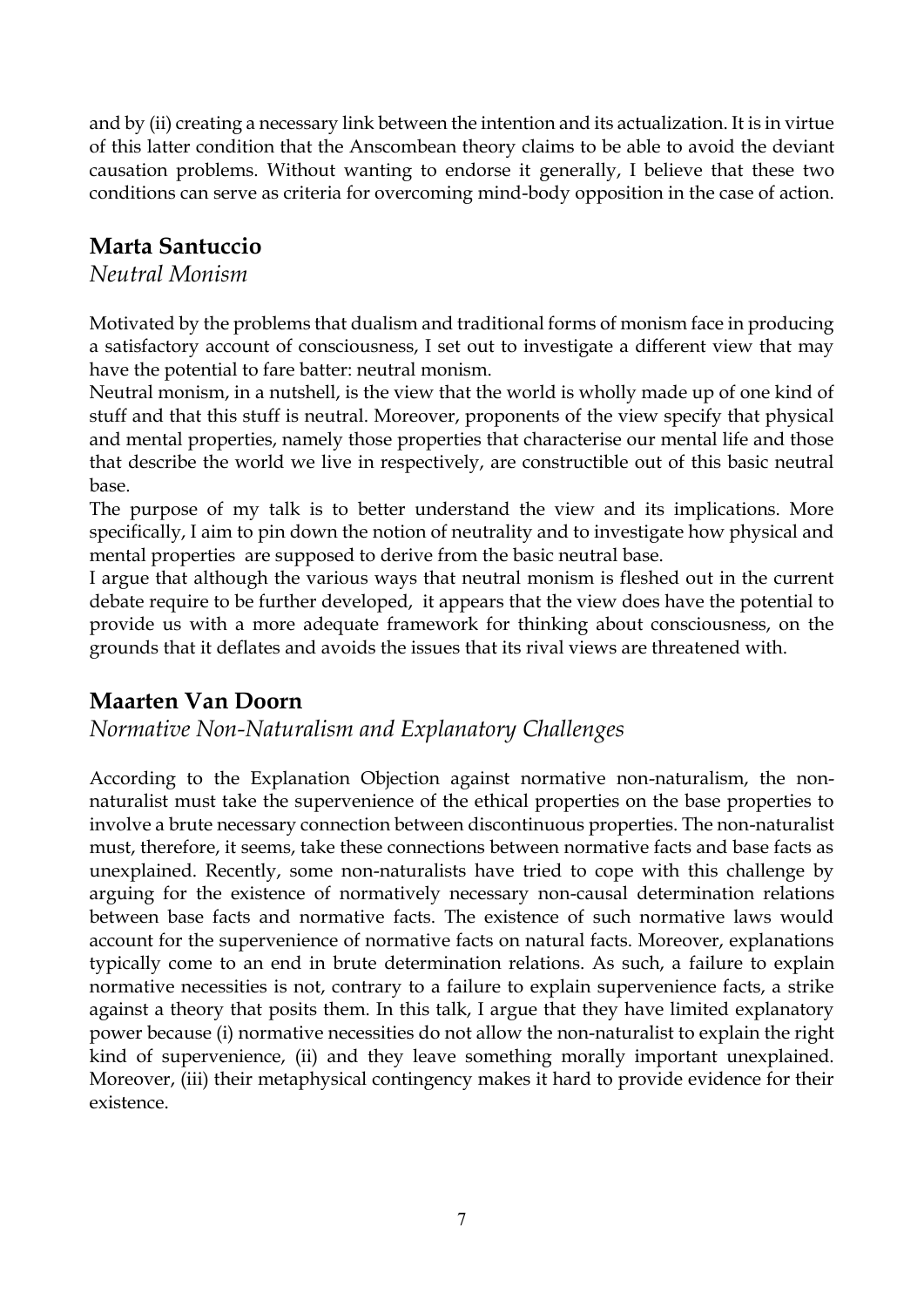and by (ii) creating a necessary link between the intention and its actualization. It is in virtue of this latter condition that the Anscombean theory claims to be able to avoid the deviant causation problems. Without wanting to endorse it generally, I believe that these two conditions can serve as criteria for overcoming mind-body opposition in the case of action.

## Marta Santuccio

*Neutral Monism*

Motivated by the problems that dualism and traditional forms of monism face in producing a satisfactory account of consciousness, I set out to investigate a different view that may have the potential to fare batter: neutral monism.

Neutral monism, in a nutshell, is the view that the world is wholly made up of one kind of stuff and that this stuff is neutral. Moreover, proponents of the view specify that physical and mental properties, namely those properties that characterise our mental life and those that describe the world we live in respectively, are constructible out of this basic neutral base.

The purpose of my talk is to better understand the view and its implications. More specifically, I aim to pin down the notion of neutrality and to investigate how physical and mental properties are supposed to derive from the basic neutral base.

I argue that although the various ways that neutral monism is fleshed out in the current debate require to be further developed, it appears that the view does have the potential to provide us with a more adequate framework for thinking about consciousness, on the grounds that it deflates and avoids the issues that its rival views are threatened with.

## Maarten Van Doorn

*Normative Non-Naturalism and Explanatory Challenges*

According to the Explanation Objection against normative non-naturalism, the non-naturalist must take the supervenience of the ethical properties on the base properties to involve a brute necessary connection between discontinuous properties. The non-naturalist must, therefore, it seems, take these connections between normative facts and base facts as unexplained. Recently, some non-naturalists have tried to cope with this challenge by arguing for the existence of normatively necessary non-causal determination relations between base facts and normative facts. The existence of such normative laws would account for the supervenience of normative facts on natural facts. Moreover, explanations typically come to an end in brute determination relations. As such, a failure to explain normative necessities is not, contrary to a failure to explain supervenience facts, a strike against a theory that posits them. In this talk, I argue that they have limited explanatory power because (i) normative necessities do not allow the non-naturalist to explain the right kind of supervenience, (ii) and they leave something morally important unexplained. Moreover, (iii) their metaphysical contingency makes it hard to provide evidence for their existence.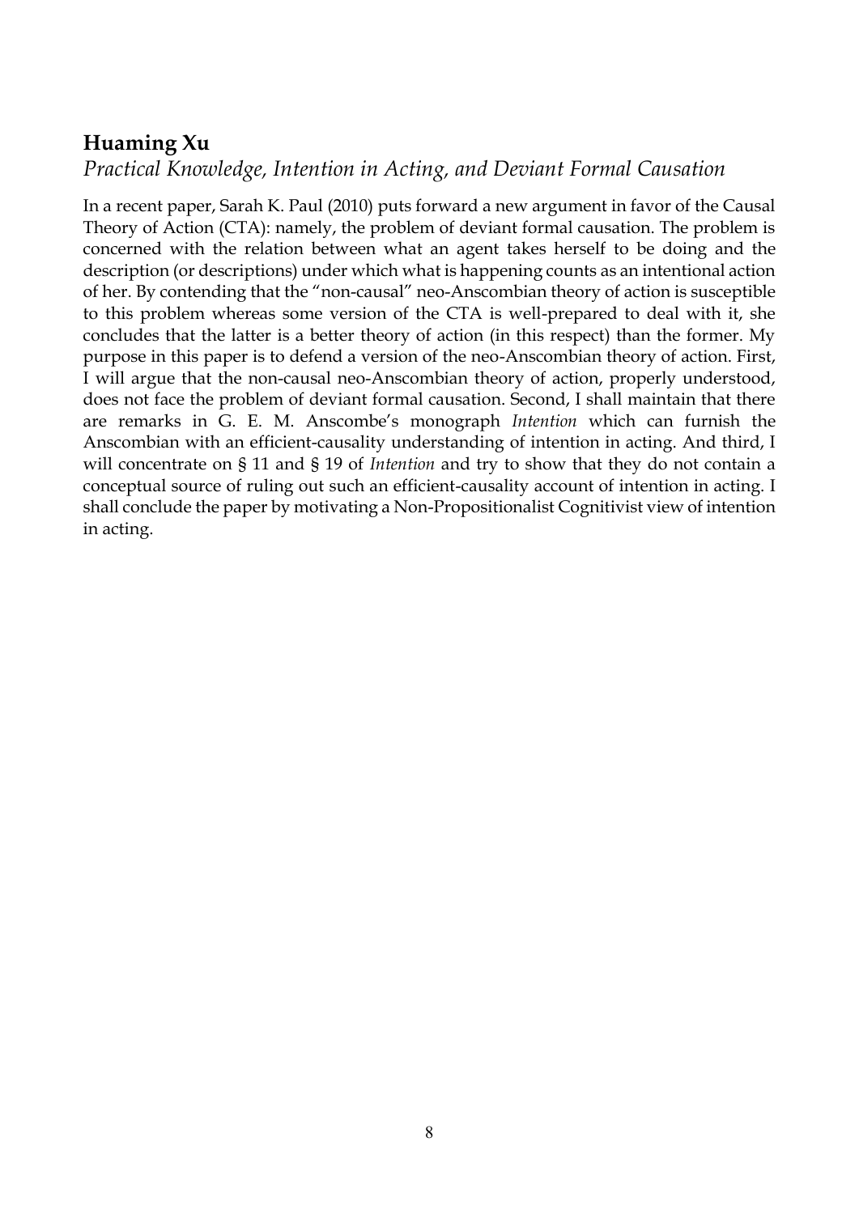## Huaming Xu

### *Practical Knowledge, Intention in Acting, and Deviant Formal Causation*

In a recent paper, Sarah K. Paul (2010) puts forward a new argument in favor of the Causal Theory of Action (CTA): namely, the problem of deviant formal causation. The problem is concerned with the relation between what an agent takes herself to be doing and the description (or descriptions) under which what is happening counts as an intentional action of her. By contending that the "non-causal" neo-Anscombian theory of action is susceptible to this problem whereas some version of the CTA is well-prepared to deal with it, she concludes that the latter is a better theory of action (in this respect) than the former. My purpose in this paper is to defend a version of the neo-Anscombian theory of action. First, I will argue that the non-causal neo-Anscombian theory of action, properly understood, does not face the problem of deviant formal causation. Second, I shall maintain that there are remarks in G. E. M. Anscombe's monograph *Intention* which can furnish the Anscombian with an efficient-causality understanding of intention in acting. And third, I will concentrate on § 11 and § 19 of *Intention* and try to show that they do not contain a conceptual source of ruling out such an efficient-causality account of intention in acting. I shall conclude the paper by motivating a Non-Propositionalist Cognitivist view of intention in acting.